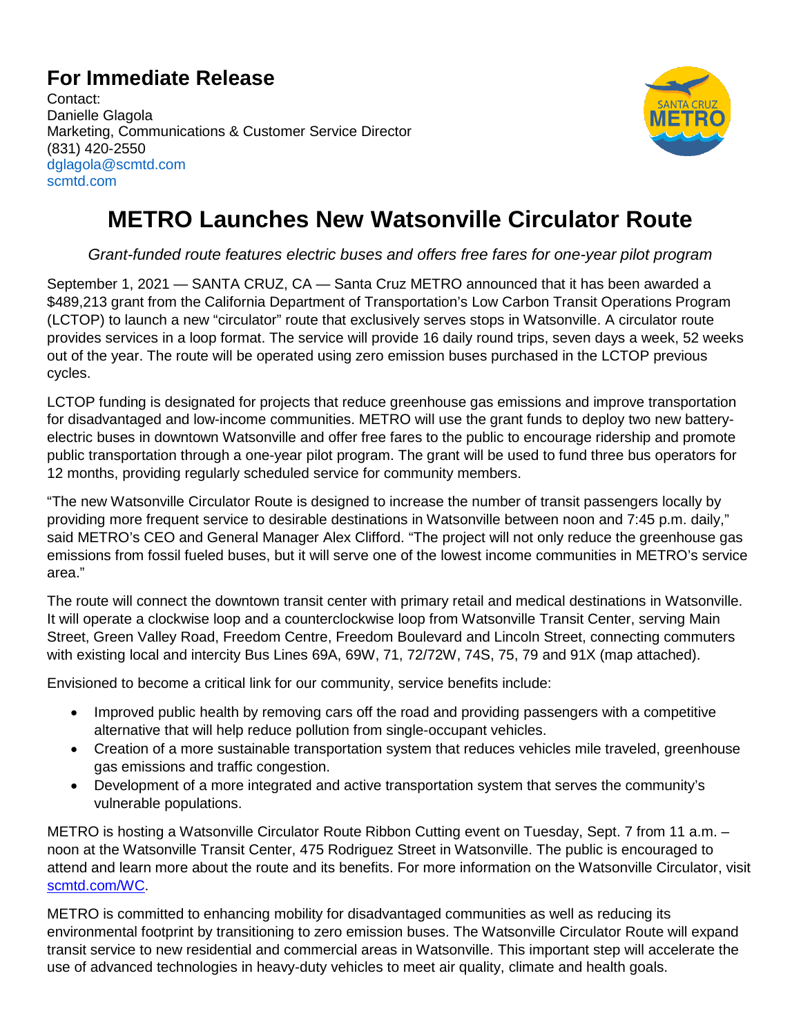## For Immediate Release

Contact:
Danielle Glagola
Marketing, Communications & Customer Service Director
(831) 420-2550
dglagola@scmtd.com
scmtd.com

# METRO Launches New Watsonville Circulator Route

*Grant-funded route features electric buses and offers free fares for one-year pilot program*

September 1, 2021 — SANTA CRUZ, CA — Santa Cruz METRO announced that it has been awarded a $489,213 grant from the California Department of Transportation's Low Carbon Transit Operations Program (LCTOP) to launch a new "circulator" route that exclusively serves stops in Watsonville. A circulator route provides services in a loop format. The service will provide 16 daily round trips, seven days a week, 52 weeks out of the year. The route will be operated using zero emission buses purchased in the LCTOP previous cycles.

LCTOP funding is designated for projects that reduce greenhouse gas emissions and improve transportation for disadvantaged and low-income communities. METRO will use the grant funds to deploy two new battery-electric buses in downtown Watsonville and offer free fares to the public to encourage ridership and promote public transportation through a one-year pilot program. The grant will be used to fund three bus operators for 12 months, providing regularly scheduled service for community members.

"The new Watsonville Circulator Route is designed to increase the number of transit passengers locally by providing more frequent service to desirable destinations in Watsonville between noon and 7:45 p.m. daily," said METRO's CEO and General Manager Alex Clifford. "The project will not only reduce the greenhouse gas emissions from fossil fueled buses, but it will serve one of the lowest income communities in METRO's service area."

The route will connect the downtown transit center with primary retail and medical destinations in Watsonville. It will operate a clockwise loop and a counterclockwise loop from Watsonville Transit Center, serving Main Street, Green Valley Road, Freedom Centre, Freedom Boulevard and Lincoln Street, connecting commuters with existing local and intercity Bus Lines 69A, 69W, 71, 72/72W, 74S, 75, 79 and 91X (map attached).

Envisioned to become a critical link for our community, service benefits include:

- Improved public health by removing cars off the road and providing passengers with a competitive alternative that will help reduce pollution from single-occupant vehicles.
- Creation of a more sustainable transportation system that reduces vehicles mile traveled, greenhouse gas emissions and traffic congestion.
- Development of a more integrated and active transportation system that serves the community's vulnerable populations.

METRO is hosting a Watsonville Circulator Route Ribbon Cutting event on Tuesday, Sept. 7 from 11 a.m. – noon at the Watsonville Transit Center, 475 Rodriguez Street in Watsonville. The public is encouraged to attend and learn more about the route and its benefits. For more information on the Watsonville Circulator, visit scmtd.com/WC.

METRO is committed to enhancing mobility for disadvantaged communities as well as reducing its environmental footprint by transitioning to zero emission buses. The Watsonville Circulator Route will expand transit service to new residential and commercial areas in Watsonville. This important step will accelerate the use of advanced technologies in heavy-duty vehicles to meet air quality, climate and health goals.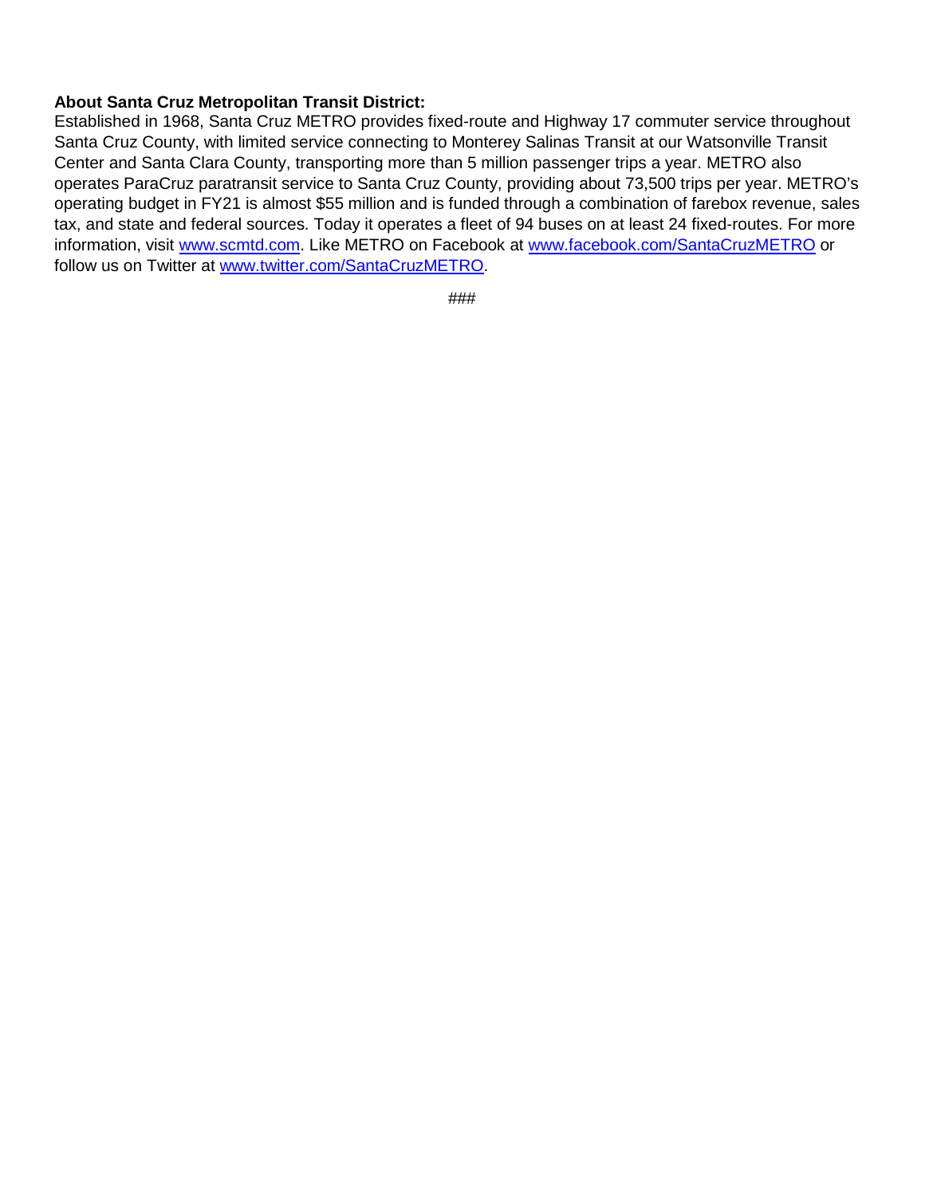**About Santa Cruz Metropolitan Transit District:**

Established in 1968, Santa Cruz METRO provides fixed-route and Highway 17 commuter service throughout Santa Cruz County, with limited service connecting to Monterey Salinas Transit at our Watsonville Transit Center and Santa Clara County, transporting more than 5 million passenger trips a year. METRO also operates ParaCruz paratransit service to Santa Cruz County, providing about 73,500 trips per year. METRO's operating budget in FY21 is almost $55 million and is funded through a combination of farebox revenue, sales tax, and state and federal sources. Today it operates a fleet of 94 buses on at least 24 fixed-routes. For more information, visit [www.scmtd.com](http://www.scmtd.com). Like METRO on Facebook at [www.facebook.com/SantaCruzMETRO](http://www.facebook.com/SantaCruzMETRO) or follow us on Twitter at [www.twitter.com/SantaCruzMETRO](http://www.twitter.com/SantaCruzMETRO).

###